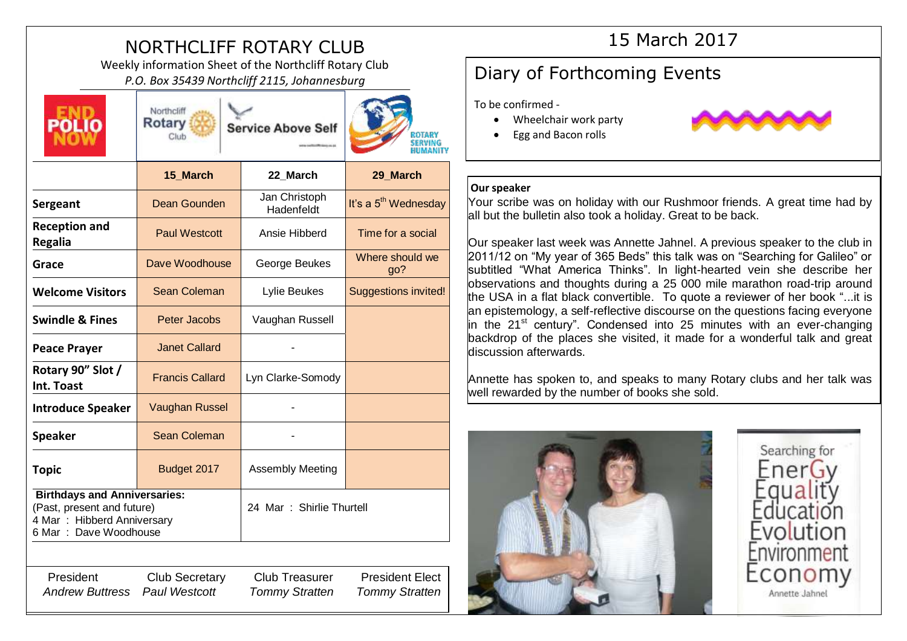# NORTHCLIFF ROTARY CLUB

Weekly information Sheet of the Northcliff Rotary Club

*P.O. Box 35439 Northcliff 2115, Johannesburg*

15 March 2017

|  | 15_March | 22_March | 29_March |
|---|---|---|---|
| **Sergeant** | Dean Gounden | Jan Christoph Hadenfeldt | It's a 5th Wednesday |
| **Reception and Regalia** | Paul Westcott | Ansie Hibberd | Time for a social |
| **Grace** | Dave Woodhouse | George Beukes | Where should we go? |
| **Welcome Visitors** | Sean Coleman | Lylie Beukes | Suggestions invited! |
| **Swindle & Fines** | Peter Jacobs | Vaughan Russell | |
| **Peace Prayer** | Janet Callard | - | |
| **Rotary 90" Slot / Int. Toast** | Francis Callard | Lyn Clarke-Somody | |
| **Introduce Speaker** | Vaughan Russel | - | |
| **Speaker** | Sean Coleman | - | |
| **Topic** | Budget 2017 | Assembly Meeting | |

**Birthdays and Anniversaries:**
(Past, present and future)
4 Mar : Hibberd Anniversary
6 Mar : Dave Woodhouse
24 Mar : Shirlie Thurtell

| President | Club Secretary | Club Treasurer | President Elect |
|---|---|---|---|
| *Andrew Buttress* | *Paul Westcott* | *Tommy Stratten* | *Tommy Stratten* |

## Diary of Forthcoming Events

To be confirmed -

- Wheelchair work party
- Egg and Bacon rolls

**Our speaker**

Your scribe was on holiday with our Rushmoor friends. A great time had by all but the bulletin also took a holiday. Great to be back.

Our speaker last week was Annette Jahnel. A previous speaker to the club in 2011/12 on "My year of 365 Beds" this talk was on "Searching for Galileo" or subtitled "What America Thinks". In light-hearted vein she describe her observations and thoughts during a 25 000 mile marathon road-trip around the USA in a flat black convertible. To quote a reviewer of her book "...it is an epistemology, a self-reflective discourse on the questions facing everyone in the 21st century". Condensed into 25 minutes with an ever-changing backdrop of the places she visited, it made for a wonderful talk and great discussion afterwards.

Annette has spoken to, and speaks to many Rotary clubs and her talk was well rewarded by the number of books she sold.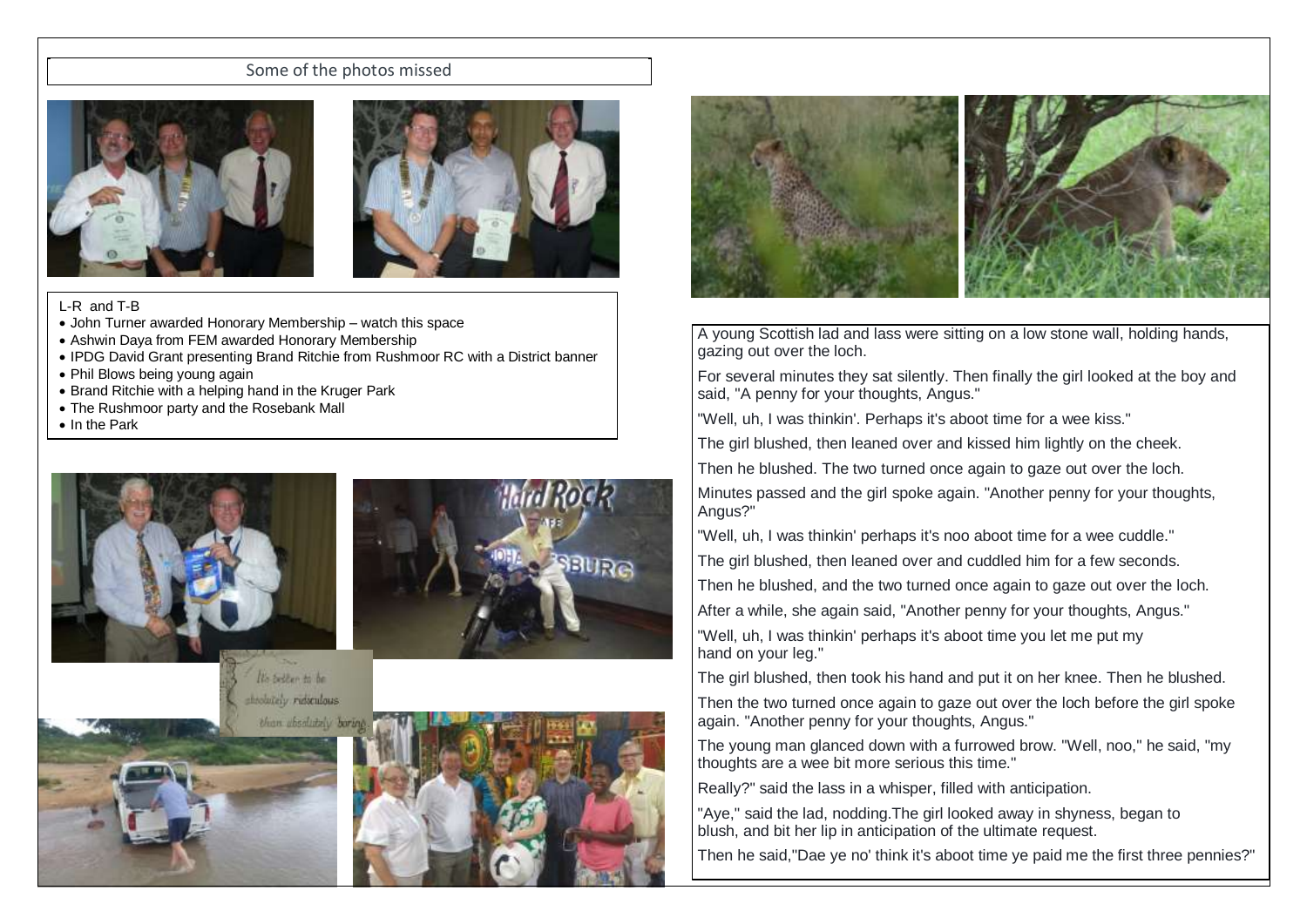## Some of the photos missed

L-R and T-B

- John Turner awarded Honorary Membership – watch this space
- Ashwin Daya from FEM awarded Honorary Membership
- IPDG David Grant presenting Brand Ritchie from Rushmoor RC with a District banner
- Phil Blows being young again
- Brand Ritchie with a helping hand in the Kruger Park
- The Rushmoor party and the Rosebank Mall
- In the Park

It's better to be absolutely ridiculous than absolutely boring

A young Scottish lad and lass were sitting on a low stone wall, holding hands, gazing out over the loch.

For several minutes they sat silently. Then finally the girl looked at the boy and said, "A penny for your thoughts, Angus."

"Well, uh, I was thinkin'. Perhaps it's aboot time for a wee kiss."

The girl blushed, then leaned over and kissed him lightly on the cheek.

Then he blushed. The two turned once again to gaze out over the loch.

Minutes passed and the girl spoke again. "Another penny for your thoughts, Angus?"

"Well, uh, I was thinkin' perhaps it's noo aboot time for a wee cuddle."

The girl blushed, then leaned over and cuddled him for a few seconds.

Then he blushed, and the two turned once again to gaze out over the loch.

After a while, she again said, "Another penny for your thoughts, Angus."

"Well, uh, I was thinkin' perhaps it's aboot time you let me put my hand on your leg."

The girl blushed, then took his hand and put it on her knee. Then he blushed.

Then the two turned once again to gaze out over the loch before the girl spoke again. "Another penny for your thoughts, Angus."

The young man glanced down with a furrowed brow. "Well, noo," he said, "my thoughts are a wee bit more serious this time."

Really?" said the lass in a whisper, filled with anticipation.

"Aye," said the lad, nodding.The girl looked away in shyness, began to blush, and bit her lip in anticipation of the ultimate request.

Then he said,"Dae ye no' think it's aboot time ye paid me the first three pennies?"